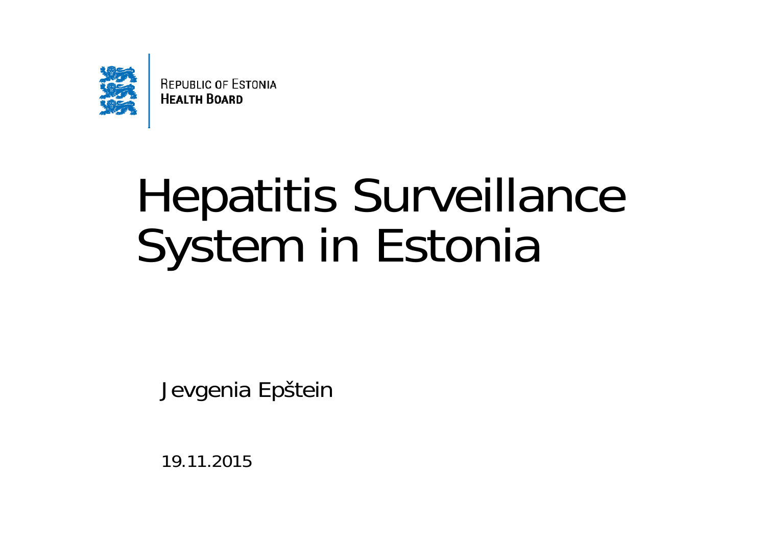REPUBLIC OF ESTONIA
**HEALTH BOARD**

# Hepatitis Surveillance System in Estonia

Jevgenia Epštein

19.11.2015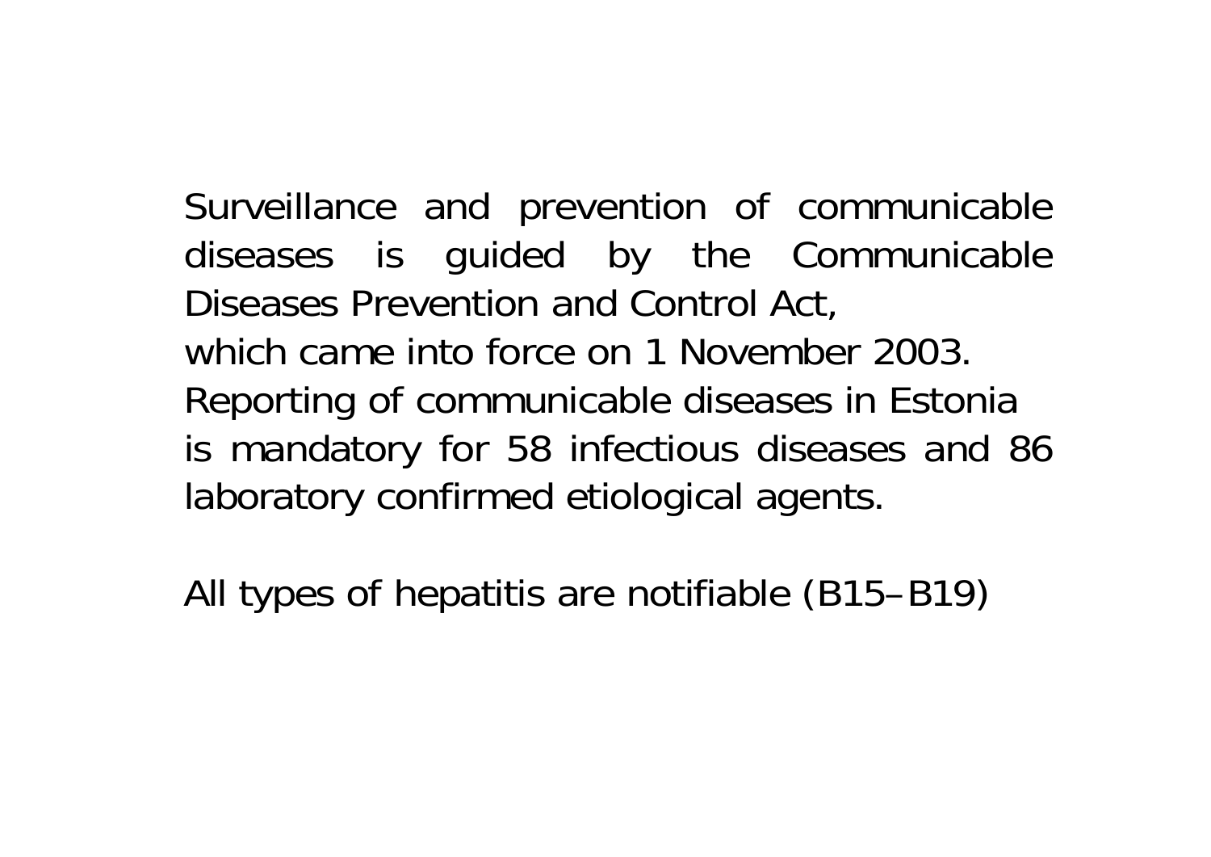Surveillance and prevention of communicable diseases is guided by the Communicable Diseases Prevention and Control Act,
which came into force on 1 November 2003.
Reporting of communicable diseases in Estonia is mandatory for 58 infectious diseases and 86 laboratory confirmed etiological agents.

All types of hepatitis are notifiable (B15–B19)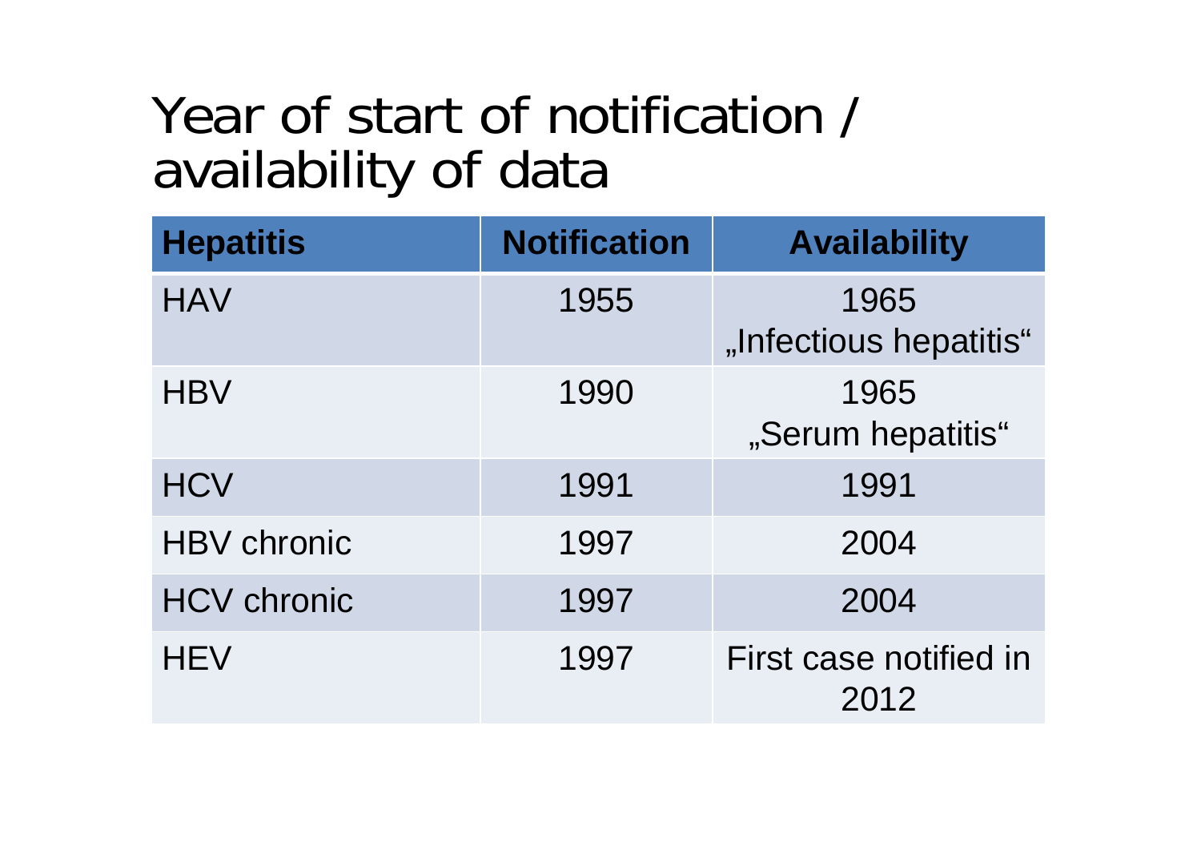# Year of start of notification / availability of data

| Hepatitis | Notification | Availability |
|---|---|---|
| HAV | 1955 | 1965 „Infectious hepatitis“ |
| HBV | 1990 | 1965 „Serum hepatitis“ |
| HCV | 1991 | 1991 |
| HBV chronic | 1997 | 2004 |
| HCV chronic | 1997 | 2004 |
| HEV | 1997 | First case notified in 2012 |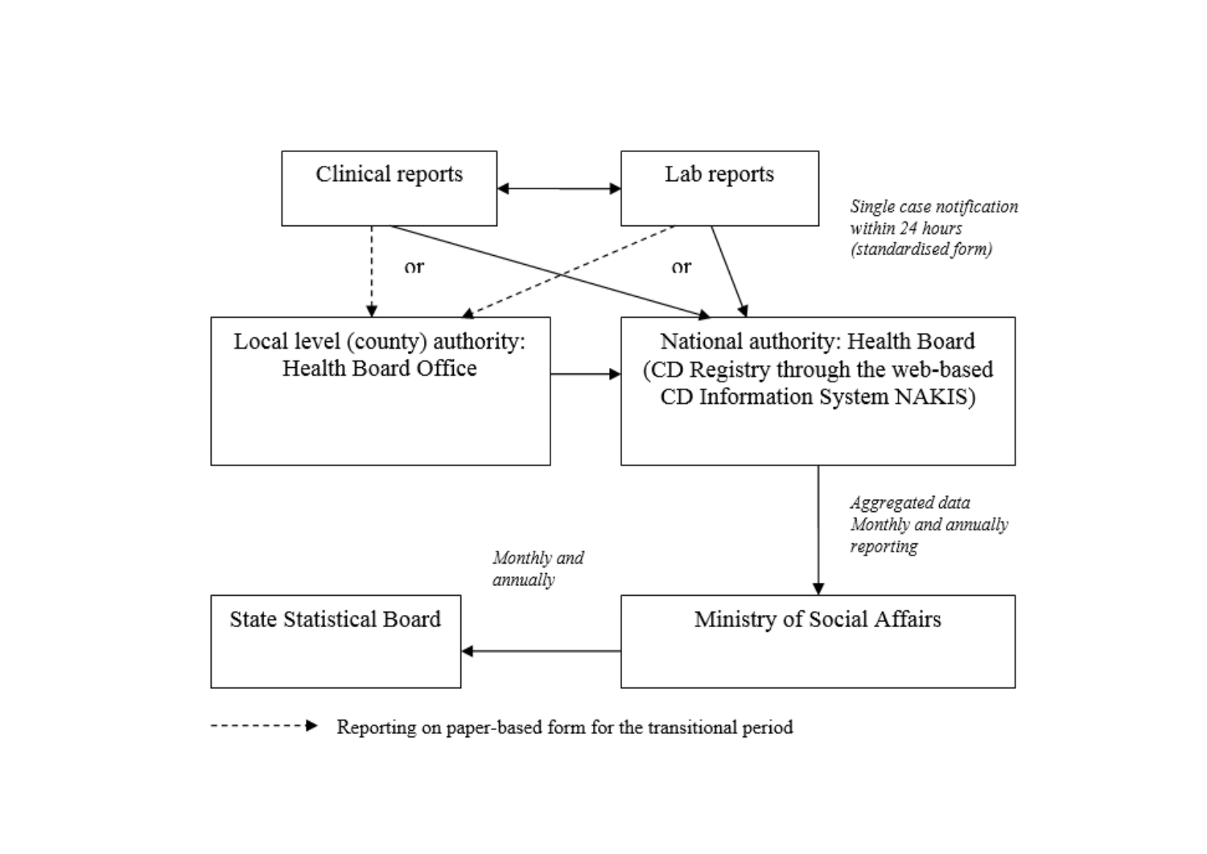Clinical reports

Lab reports

or

or

*Single case notification within 24 hours (standardised form)*

Local level (county) authority: Health Board Office

National authority: Health Board (CD Registry through the web-based CD Information System NAKIS)

*Aggregated data Monthly and annually reporting*

*Monthly and annually*

State Statistical Board

Ministry of Social Affairs

Reporting on paper-based form for the transitional period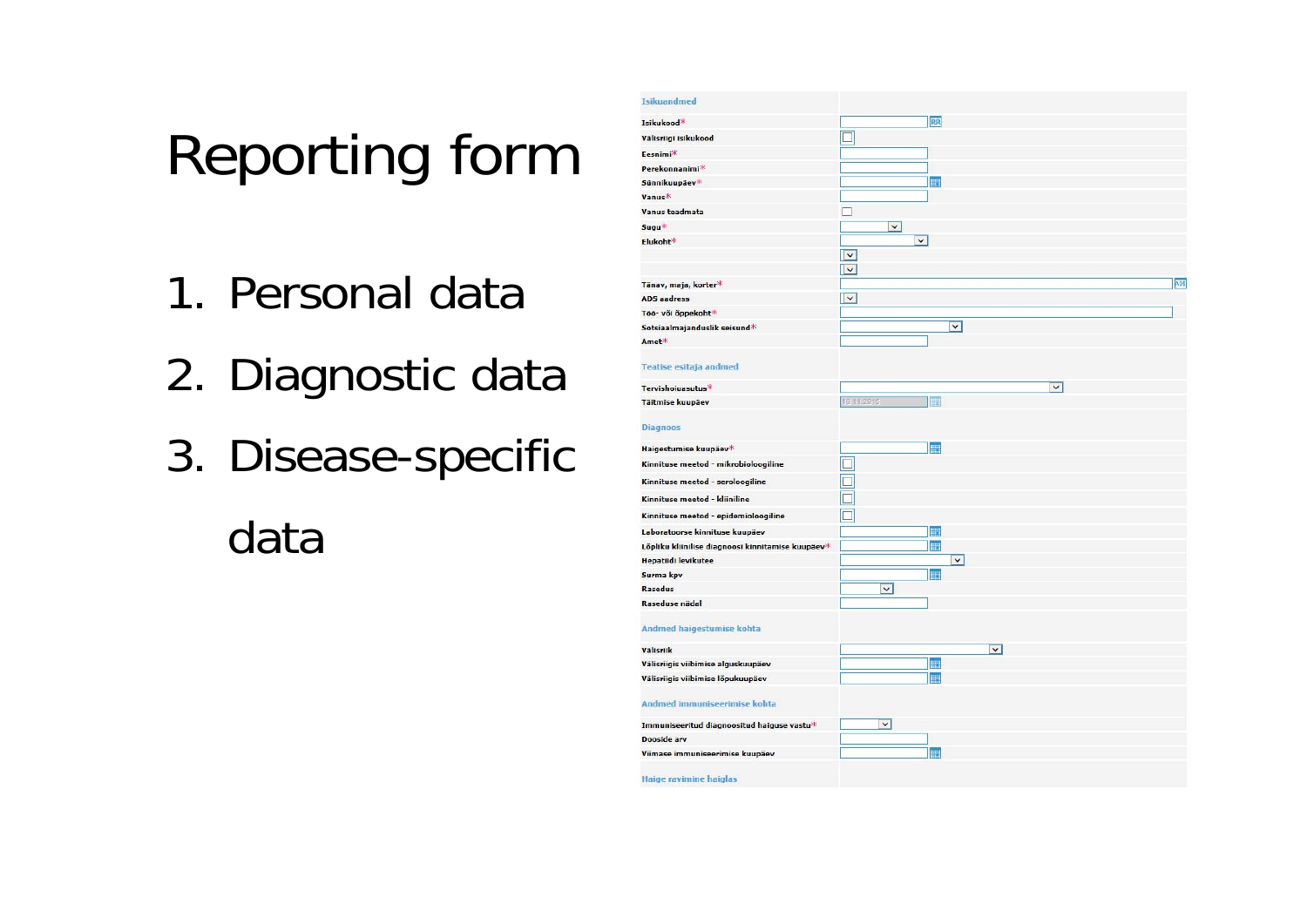# Reporting form

1. Personal data
2. Diagnostic data
3. Disease-specific data

**Isikuandmed**

| | |
|---|---|
| Isikukood* | |
| Välisriigi isikukood | ☐ |
| Eesnimi* | |
| Perekonnanimi* | |
| Sünnikuupäev* | |
| Vanus* | |
| Vanus teadmata | ☐ |
| Sugu* | |
| Elukoht* | |
| Tänav, maja, korter* | |
| ADS aadress | |
| Töö- või õppekoht* | |
| Sotsiaalmajanduslik seisund* | |
| Amet* | |

**Teatise esitaja andmed**

| | |
|---|---|
| Tervishoiuasutus* | |
| Täitmise kuupäev | 10.11.2015 |

**Diagnoos**

| | |
|---|---|
| Haigestumise kuupäev* | |
| Kinnituse meetod - mikrobioloogiline | ☐ |
| Kinnituse meetod - seroloogiline | ☐ |
| Kinnituse meetod - kliiniline | ☐ |
| Kinnituse meetod - epidemioloogiline | ☐ |
| Laboratoorse kinnituse kuupäev | |
| Lõpliku kliinilise diagnoosi kinnitamise kuupäev* | |
| Hepatiidi levikutee | |
| Surma kpv | |
| Rasedus | |
| Raseduse nädal | |

**Andmed haigestumise kohta**

| | |
|---|---|
| Välisriik | |
| Välisriigis viibimise alguskuupäev | |
| Välisriigis viibimise lõpukuupäev | |

**Andmed immuniseerimise kohta**

| | |
|---|---|
| Immuniseeritud diagnoositud haiguse vastu* | |
| Dooside arv | |
| Viimase immuniseerimise kuupäev | |

**Haige ravimine haiglas**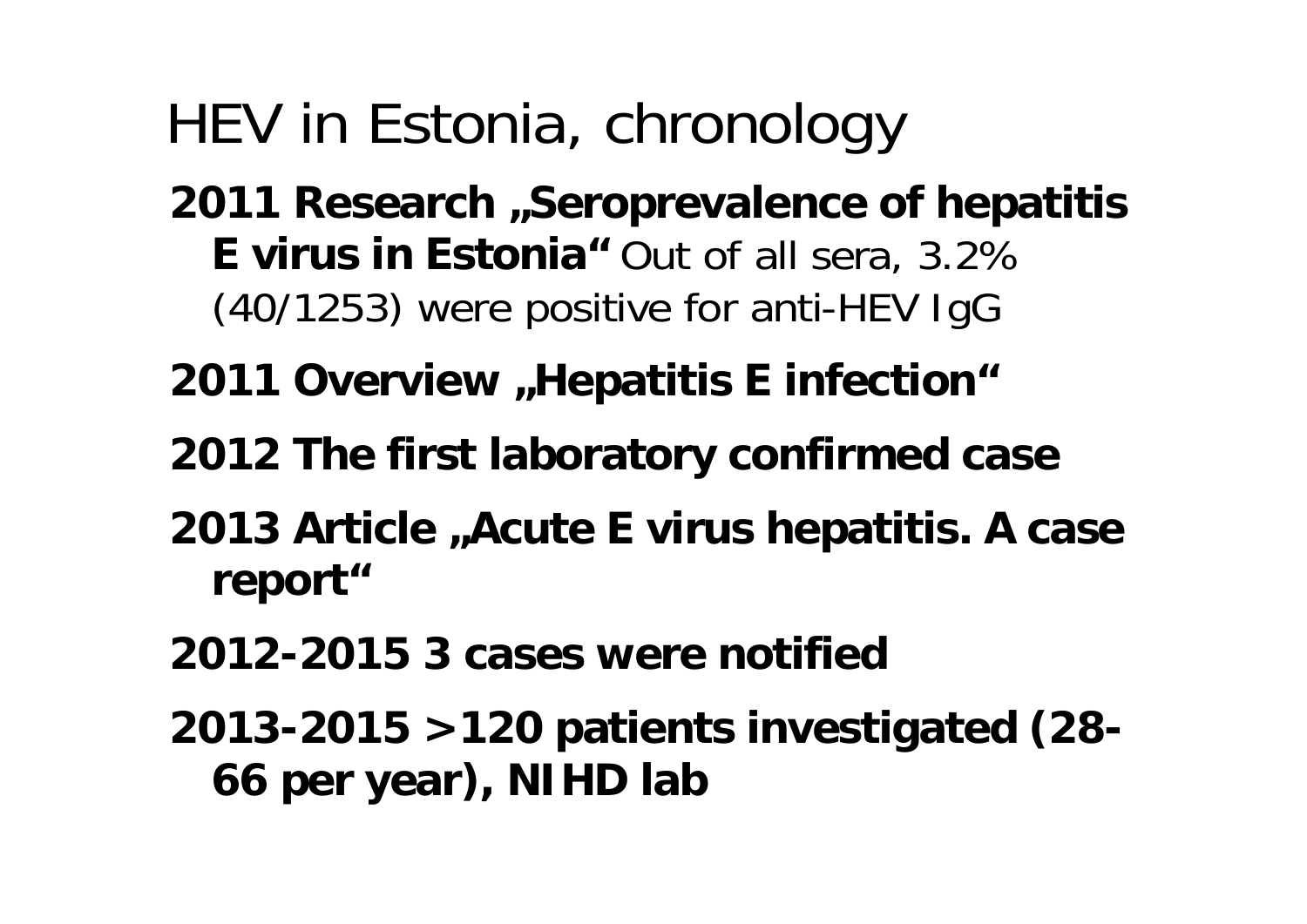# HEV in Estonia, chronology

- **2011 Research „Seroprevalence of hepatitis E virus in Estonia“** Out of all sera, 3.2% (40/1253) were positive for anti-HEV IgG
- **2011 Overview „Hepatitis E infection“**
- **2012 The first laboratory confirmed case**
- **2013 Article „Acute E virus hepatitis. A case report“**
- **2012-2015 3 cases were notified**
- **2013-2015 >120 patients investigated (28-66 per year), NIHD lab**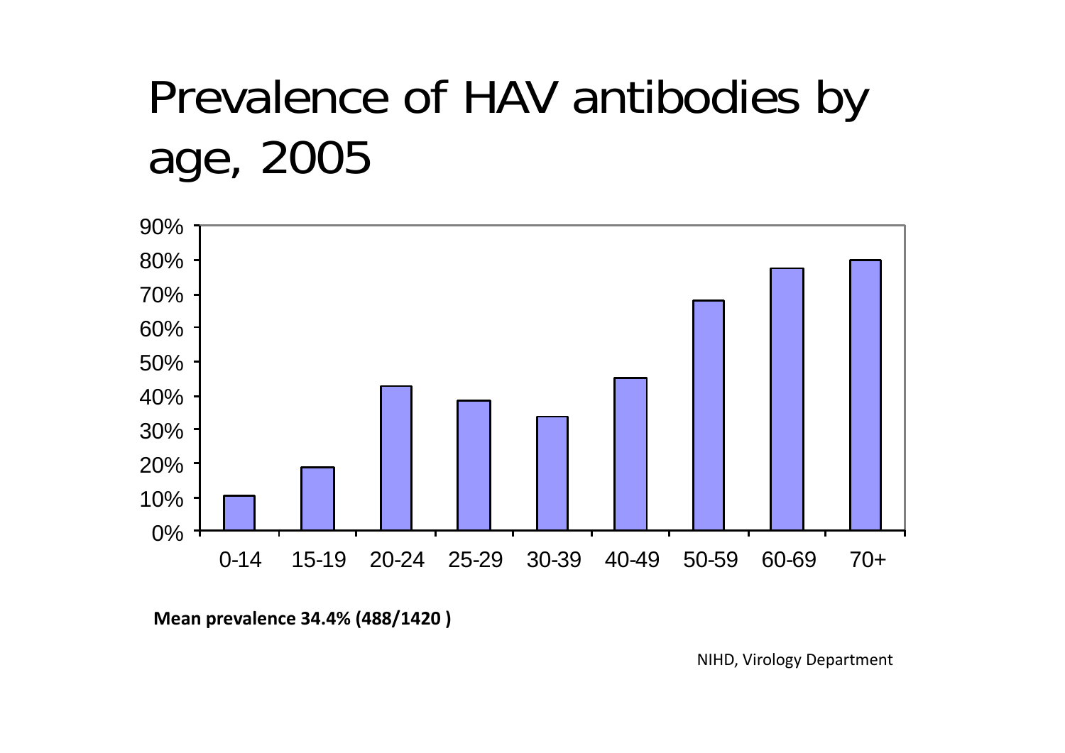# Prevalence of HAV antibodies by age, 2005

**Mean prevalence 34.4% (488/1420 )**

NIHD, Virology Department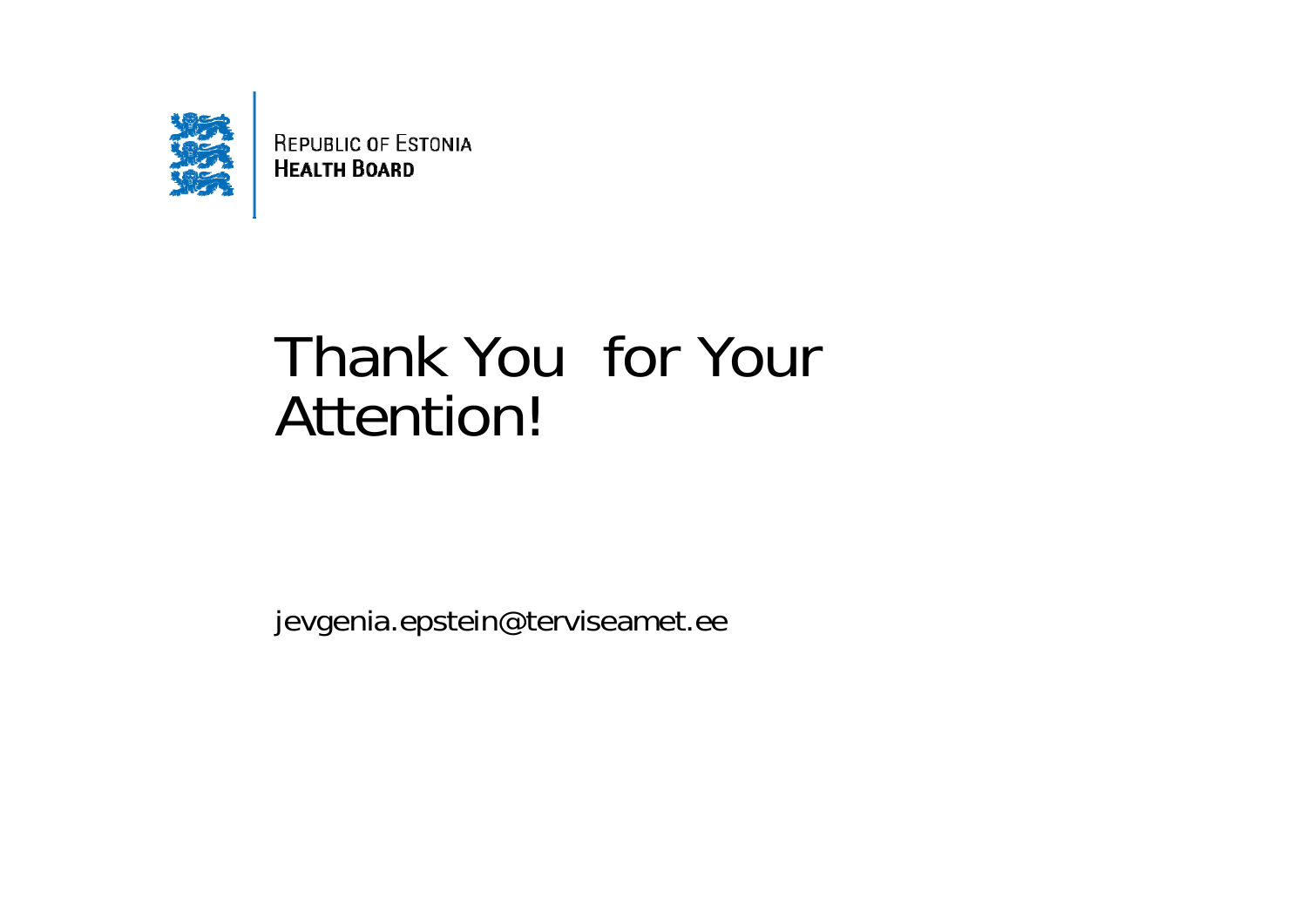REPUBLIC OF ESTONIA
**HEALTH BOARD**

# Thank You for Your Attention!

jevgenia.epstein@terviseamet.ee